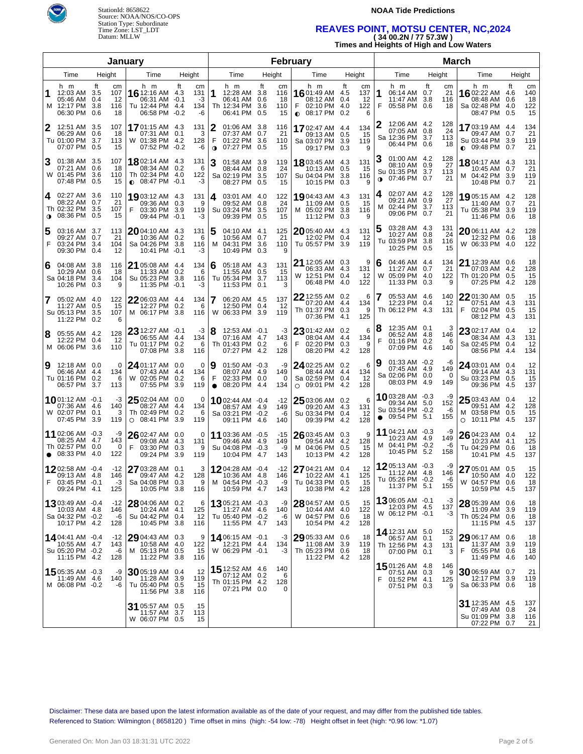StationId: 8658622
Source: NOAA/NOS/CO-OPS
Station Type: Subordinate
Time Zone: LST_LDT
Datum: MLLW

# NOAA Tide Predictions

## REAVES POINT, MOTSU CENTER, NC,2024
### ( 34 00.2N / 77 57.3W )
### Times and Heights of High and Low Waters

## January

| Day | Time | Height (ft) | Height (cm) |
|---|---|---|---|
| 1 M | 12:03 AM | 3.5 | 107 |
| | 05:46 AM | 0.4 | 12 |
| | 12:17 PM | 3.8 | 116 |
| | 06:30 PM | 0.6 | 18 |
| 2 Tu | 12:51 AM | 3.5 | 107 |
| | 06:29 AM | 0.6 | 18 |
| | 01:00 PM | 3.7 | 113 |
| | 07:07 PM | 0.5 | 15 |
| 3 W | 01:38 AM | 3.5 | 107 |
| | 07:21 AM | 0.6 | 18 |
| | 01:45 PM | 3.6 | 110 |
| | 07:48 PM | 0.5 | 15 |
| 4 Th ◑ | 02:27 AM | 3.6 | 110 |
| | 08:22 AM | 0.7 | 21 |
| | 02:32 PM | 3.5 | 107 |
| | 08:36 PM | 0.5 | 15 |
| 5 F | 03:16 AM | 3.7 | 113 |
| | 09:27 AM | 0.7 | 21 |
| | 03:24 PM | 3.4 | 104 |
| | 09:30 PM | 0.4 | 12 |
| 6 Sa | 04:08 AM | 3.8 | 116 |
| | 10:29 AM | 0.6 | 18 |
| | 04:18 PM | 3.4 | 104 |
| | 10:26 PM | 0.3 | 9 |
| 7 Su | 05:02 AM | 4.0 | 122 |
| | 11:27 AM | 0.5 | 15 |
| | 05:13 PM | 3.5 | 107 |
| | 11:22 PM | 0.2 | 6 |
| 8 M | 05:55 AM | 4.2 | 128 |
| | 12:22 PM | 0.4 | 12 |
| | 06:06 PM | 3.6 | 110 |
| 9 Tu | 12:18 AM | 0.0 | 0 |
| | 06:46 AM | 4.4 | 134 |
| | 01:16 PM | 0.2 | 6 |
| | 06:57 PM | 3.7 | 113 |
| 10 W | 01:12 AM | -0.1 | -3 |
| | 07:36 AM | 4.6 | 140 |
| | 02:07 PM | 0.1 | 3 |
| | 07:45 PM | 3.9 | 119 |
| 11 Th ● | 02:06 AM | -0.3 | -9 |
| | 08:25 AM | 4.7 | 143 |
| | 02:57 PM | 0.0 | 0 |
| | 08:33 PM | 4.0 | 122 |
| 12 F | 02:58 AM | -0.4 | -12 |
| | 09:13 AM | 4.8 | 146 |
| | 03:45 PM | -0.1 | -3 |
| | 09:24 PM | 4.1 | 125 |
| 13 Sa | 03:49 AM | -0.4 | -12 |
| | 10:03 AM | 4.8 | 146 |
| | 04:32 PM | -0.2 | -6 |
| | 10:17 PM | 4.2 | 128 |
| 14 Su | 04:41 AM | -0.4 | -12 |
| | 10:55 AM | 4.7 | 143 |
| | 05:20 PM | -0.2 | -6 |
| | 11:15 PM | 4.2 | 128 |
| 15 M | 05:35 AM | -0.3 | -9 |
| | 11:49 AM | 4.6 | 140 |
| | 06:08 PM | -0.2 | -6 |
| 16 Tu | 12:16 AM | 4.3 | 131 |
| | 06:31 AM | -0.1 | -3 |
| | 12:44 PM | 4.4 | 134 |
| | 06:58 PM | -0.2 | -6 |
| 17 W | 01:15 AM | 4.3 | 131 |
| | 07:31 AM | 0.1 | 3 |
| | 01:38 PM | 4.2 | 128 |
| | 07:52 PM | -0.2 | -6 |
| 18 Th ◐ | 02:14 AM | 4.3 | 131 |
| | 08:34 AM | 0.2 | 6 |
| | 02:34 PM | 4.0 | 122 |
| | 08:47 PM | -0.1 | -3 |
| 19 F | 03:12 AM | 4.3 | 131 |
| | 09:36 AM | 0.3 | 9 |
| | 03:30 PM | 3.9 | 119 |
| | 09:44 PM | -0.1 | -3 |
| 20 Sa | 04:10 AM | 4.3 | 131 |
| | 10:36 AM | 0.2 | 6 |
| | 04:26 PM | 3.8 | 116 |
| | 10:41 PM | -0.1 | -3 |
| 21 Su | 05:08 AM | 4.4 | 134 |
| | 11:33 AM | 0.2 | 6 |
| | 05:23 PM | 3.8 | 116 |
| | 11:35 PM | -0.1 | -3 |
| 22 M | 06:03 AM | 4.4 | 134 |
| | 12:27 PM | 0.2 | 6 |
| | 06:17 PM | 3.8 | 116 |
| 23 Tu | 12:27 AM | -0.1 | -3 |
| | 06:55 AM | 4.4 | 134 |
| | 01:17 PM | 0.2 | 6 |
| | 07:08 PM | 3.8 | 116 |
| 24 W | 01:17 AM | 0.0 | 0 |
| | 07:43 AM | 4.4 | 134 |
| | 02:05 PM | 0.2 | 6 |
| | 07:55 PM | 3.9 | 119 |
| 25 Th ○ | 02:04 AM | 0.0 | 0 |
| | 08:27 AM | 4.4 | 134 |
| | 02:49 PM | 0.2 | 6 |
| | 08:41 PM | 3.9 | 119 |
| 26 F | 02:47 AM | 0.0 | 0 |
| | 09:08 AM | 4.3 | 131 |
| | 03:30 PM | 0.3 | 9 |
| | 09:24 PM | 3.9 | 119 |
| 27 Sa | 03:28 AM | 0.1 | 3 |
| | 09:47 AM | 4.2 | 128 |
| | 04:08 PM | 0.3 | 9 |
| | 10:05 PM | 3.8 | 116 |
| 28 Su | 04:06 AM | 0.2 | 6 |
| | 10:24 AM | 4.1 | 125 |
| | 04:42 PM | 0.4 | 12 |
| | 10:45 PM | 3.8 | 116 |
| 29 M | 04:43 AM | 0.3 | 9 |
| | 10:58 AM | 4.0 | 122 |
| | 05:13 PM | 0.5 | 15 |
| | 11:22 PM | 3.8 | 116 |
| 30 Tu | 05:19 AM | 0.4 | 12 |
| | 11:28 AM | 3.9 | 119 |
| | 05:40 PM | 0.5 | 15 |
| | 11:56 PM | 3.8 | 116 |
| 31 W | 05:57 AM | 0.5 | 15 |
| | 11:57 AM | 3.7 | 113 |
| | 06:07 PM | 0.5 | 15 |

## February

| Day | Time | Height (ft) | Height (cm) |
|---|---|---|---|
| 1 Th | 12:28 AM | 3.8 | 116 |
| | 06:41 AM | 0.6 | 18 |
| | 12:34 PM | 3.6 | 110 |
| | 06:41 PM | 0.5 | 15 |
| 2 F ◑ | 01:06 AM | 3.8 | 116 |
| | 07:37 AM | 0.7 | 21 |
| | 01:22 PM | 3.6 | 110 |
| | 07:27 PM | 0.5 | 15 |
| 3 Sa | 01:58 AM | 3.9 | 119 |
| | 08:44 AM | 0.8 | 24 |
| | 02:19 PM | 3.5 | 107 |
| | 08:27 PM | 0.5 | 15 |
| 4 Su | 03:01 AM | 4.0 | 122 |
| | 09:52 AM | 0.8 | 24 |
| | 03:24 PM | 3.5 | 107 |
| | 09:39 PM | 0.5 | 15 |
| 5 M | 04:10 AM | 4.1 | 125 |
| | 10:56 AM | 0.7 | 21 |
| | 04:31 PM | 3.6 | 110 |
| | 10:49 PM | 0.3 | 9 |
| 6 Tu | 05:18 AM | 4.3 | 131 |
| | 11:55 AM | 0.5 | 15 |
| | 05:34 PM | 3.7 | 113 |
| | 11:53 PM | 0.1 | 3 |
| 7 W | 06:20 AM | 4.5 | 137 |
| | 12:50 PM | 0.4 | 12 |
| | 06:33 PM | 3.9 | 119 |
| 8 Th | 12:53 AM | -0.1 | -3 |
| | 07:16 AM | 4.7 | 143 |
| | 01:43 PM | 0.2 | 6 |
| | 07:27 PM | 4.2 | 128 |
| 9 F ● | 01:50 AM | -0.3 | -9 |
| | 08:07 AM | 4.9 | 149 |
| | 02:33 PM | 0.0 | 0 |
| | 08:20 PM | 4.4 | 134 |
| 10 Sa | 02:44 AM | -0.4 | -12 |
| | 08:57 AM | 4.9 | 149 |
| | 03:21 PM | -0.2 | -6 |
| | 09:11 PM | 4.6 | 140 |
| 11 Su | 03:36 AM | -0.5 | -15 |
| | 09:46 AM | 4.9 | 149 |
| | 04:08 PM | -0.3 | -9 |
| | 10:04 PM | 4.7 | 143 |
| 12 M | 04:28 AM | -0.4 | -12 |
| | 10:36 AM | 4.8 | 146 |
| | 04:54 PM | -0.3 | -9 |
| | 10:59 PM | 4.7 | 143 |
| 13 Tu | 05:21 AM | -0.3 | -9 |
| | 11:27 AM | 4.6 | 140 |
| | 05:40 PM | -0.2 | -6 |
| | 11:55 PM | 4.7 | 143 |
| 14 W | 06:15 AM | -0.1 | -3 |
| | 12:21 PM | 4.4 | 134 |
| | 06:29 PM | -0.1 | -3 |
| 15 Th | 12:52 AM | 4.6 | 140 |
| | 07:12 AM | 0.2 | 6 |
| | 01:15 PM | 4.2 | 128 |
| | 07:21 PM | 0.0 | 0 |
| 16 F ◐ | 01:49 AM | 4.5 | 137 |
| | 08:12 AM | 0.4 | 12 |
| | 02:10 PM | 4.0 | 122 |
| | 08:17 PM | 0.2 | 6 |
| 17 Sa | 02:47 AM | 4.4 | 134 |
| | 09:13 AM | 0.5 | 15 |
| | 03:07 PM | 3.9 | 119 |
| | 09:17 PM | 0.3 | 9 |
| 18 Su | 03:45 AM | 4.3 | 131 |
| | 10:13 AM | 0.5 | 15 |
| | 04:04 PM | 3.8 | 116 |
| | 10:15 PM | 0.3 | 9 |
| 19 M | 04:43 AM | 4.3 | 131 |
| | 11:09 AM | 0.5 | 15 |
| | 05:02 PM | 3.8 | 116 |
| | 11:12 PM | 0.3 | 9 |
| 20 Tu | 05:40 AM | 4.3 | 131 |
| | 12:02 PM | 0.4 | 12 |
| | 05:57 PM | 3.9 | 119 |
| 21 W | 12:05 AM | 0.3 | 9 |
| | 06:33 AM | 4.3 | 131 |
| | 12:51 PM | 0.4 | 12 |
| | 06:48 PM | 4.0 | 122 |
| 22 Th | 12:55 AM | 0.2 | 6 |
| | 07:20 AM | 4.4 | 134 |
| | 01:37 PM | 0.3 | 9 |
| | 07:36 PM | 4.1 | 125 |
| 23 F | 01:42 AM | 0.2 | 6 |
| | 08:04 AM | 4.4 | 134 |
| | 02:20 PM | 0.3 | 9 |
| | 08:20 PM | 4.2 | 128 |
| 24 Sa ○ | 02:25 AM | 0.2 | 6 |
| | 08:44 AM | 4.4 | 134 |
| | 02:59 PM | 0.4 | 12 |
| | 09:01 PM | 4.2 | 128 |
| 25 Su | 03:06 AM | 0.2 | 6 |
| | 09:20 AM | 4.3 | 131 |
| | 03:34 PM | 0.4 | 12 |
| | 09:39 PM | 4.2 | 128 |
| 26 M | 03:45 AM | 0.3 | 9 |
| | 09:54 AM | 4.2 | 128 |
| | 04:06 PM | 0.5 | 15 |
| | 10:13 PM | 4.2 | 128 |
| 27 Tu | 04:21 AM | 0.4 | 12 |
| | 10:22 AM | 4.1 | 125 |
| | 04:33 PM | 0.5 | 15 |
| | 10:38 PM | 4.2 | 128 |
| 28 W | 04:57 AM | 0.5 | 15 |
| | 10:44 AM | 4.0 | 122 |
| | 04:57 PM | 0.6 | 18 |
| | 10:54 PM | 4.2 | 128 |
| 29 Th | 05:33 AM | 0.6 | 18 |
| | 11:08 AM | 3.9 | 119 |
| | 05:23 PM | 0.6 | 18 |
| | 11:22 PM | 4.2 | 128 |

## March

| Day | Time | Height (ft) | Height (cm) |
|---|---|---|---|
| 1 F | 06:14 AM | 0.7 | 21 |
| | 11:47 AM | 3.8 | 116 |
| | 05:58 PM | 0.6 | 18 |
| 2 Sa | 12:06 AM | 4.2 | 128 |
| | 07:05 AM | 0.8 | 24 |
| | 12:36 PM | 3.7 | 113 |
| | 06:44 PM | 0.6 | 18 |
| 3 Su ◑ | 01:00 AM | 4.2 | 128 |
| | 08:10 AM | 0.9 | 27 |
| | 01:35 PM | 3.7 | 113 |
| | 07:46 PM | 0.7 | 21 |
| 4 M | 02:07 AM | 4.2 | 128 |
| | 09:21 AM | 0.9 | 27 |
| | 02:44 PM | 3.7 | 113 |
| | 09:06 PM | 0.7 | 21 |
| 5 Tu | 03:28 AM | 4.3 | 131 |
| | 10:27 AM | 0.8 | 24 |
| | 03:59 PM | 3.8 | 116 |
| | 10:25 PM | 0.5 | 15 |
| 6 W | 04:46 AM | 4.4 | 134 |
| | 11:27 AM | 0.7 | 21 |
| | 05:09 PM | 4.0 | 122 |
| | 11:33 PM | 0.3 | 9 |
| 7 Th | 05:53 AM | 4.6 | 140 |
| | 12:23 PM | 0.4 | 12 |
| | 06:12 PM | 4.3 | 131 |
| 8 F | 12:35 AM | 0.1 | 3 |
| | 06:52 AM | 4.8 | 146 |
| | 01:16 PM | 0.2 | 6 |
| | 07:09 PM | 4.6 | 140 |
| 9 Sa | 01:33 AM | -0.2 | -6 |
| | 07:45 AM | 4.9 | 149 |
| | 02:06 PM | 0.0 | 0 |
| | 08:03 PM | 4.9 | 149 |
| 10 Su ● | 03:28 AM | -0.3 | -9 |
| | 09:34 AM | 5.0 | 152 |
| | 03:54 PM | -0.2 | -6 |
| | 09:54 PM | 5.1 | 155 |
| 11 M | 04:21 AM | -0.3 | -9 |
| | 10:23 AM | 4.9 | 149 |
| | 04:41 PM | -0.2 | -6 |
| | 10:45 PM | 5.2 | 158 |
| 12 Tu | 05:13 AM | -0.3 | -9 |
| | 11:12 AM | 4.8 | 146 |
| | 05:26 PM | -0.2 | -6 |
| | 11:37 PM | 5.1 | 155 |
| 13 W | 06:05 AM | -0.1 | -3 |
| | 12:03 PM | 4.5 | 137 |
| | 06:12 PM | -0.1 | -3 |
| 14 Th | 12:31 AM | 5.0 | 152 |
| | 06:57 AM | 0.1 | 3 |
| | 12:56 PM | 4.3 | 131 |
| | 07:00 PM | 0.1 | 3 |
| 15 F | 01:26 AM | 4.8 | 146 |
| | 07:51 AM | 0.3 | 9 |
| | 01:52 PM | 4.1 | 125 |
| | 07:51 PM | 0.3 | 9 |
| 16 Sa | 02:22 AM | 4.6 | 140 |
| | 08:48 AM | 0.6 | 18 |
| | 02:48 PM | 4.0 | 122 |
| | 08:47 PM | 0.5 | 15 |
| 17 Su ◐ | 03:19 AM | 4.4 | 134 |
| | 09:47 AM | 0.7 | 21 |
| | 03:44 PM | 3.9 | 119 |
| | 09:48 PM | 0.7 | 21 |
| 18 M | 04:17 AM | 4.3 | 131 |
| | 10:45 AM | 0.7 | 21 |
| | 04:42 PM | 3.9 | 119 |
| | 10:48 PM | 0.7 | 21 |
| 19 Tu | 05:15 AM | 4.2 | 128 |
| | 11:40 AM | 0.7 | 21 |
| | 05:38 PM | 3.9 | 119 |
| | 11:46 PM | 0.6 | 18 |
| 20 W | 06:11 AM | 4.2 | 128 |
| | 12:32 PM | 0.6 | 18 |
| | 06:33 PM | 4.0 | 122 |
| 21 Th | 12:39 AM | 0.6 | 18 |
| | 07:03 AM | 4.2 | 128 |
| | 01:20 PM | 0.5 | 15 |
| | 07:25 PM | 4.2 | 128 |
| 22 F | 01:30 AM | 0.5 | 15 |
| | 07:51 AM | 4.3 | 131 |
| | 02:04 PM | 0.5 | 15 |
| | 08:12 PM | 4.3 | 131 |
| 23 Sa | 02:17 AM | 0.4 | 12 |
| | 08:34 AM | 4.3 | 131 |
| | 02:45 PM | 0.4 | 12 |
| | 08:56 PM | 4.4 | 134 |
| 24 Su | 03:01 AM | 0.4 | 12 |
| | 09:14 AM | 4.3 | 131 |
| | 03:23 PM | 0.5 | 15 |
| | 09:36 PM | 4.5 | 137 |
| 25 M ○ | 03:43 AM | 0.4 | 12 |
| | 09:51 AM | 4.2 | 128 |
| | 03:58 PM | 0.5 | 15 |
| | 10:11 PM | 4.5 | 137 |
| 26 Tu | 04:23 AM | 0.4 | 12 |
| | 10:23 AM | 4.1 | 125 |
| | 04:29 PM | 0.6 | 18 |
| | 10:41 PM | 4.5 | 137 |
| 27 W | 05:01 AM | 0.5 | 15 |
| | 10:50 AM | 4.0 | 122 |
| | 04:57 PM | 0.6 | 18 |
| | 10:59 PM | 4.5 | 137 |
| 28 Th | 05:39 AM | 0.6 | 18 |
| | 11:09 AM | 3.9 | 119 |
| | 05:24 PM | 0.6 | 18 |
| | 11:15 PM | 4.5 | 137 |
| 29 F | 06:17 AM | 0.6 | 18 |
| | 11:37 AM | 3.9 | 119 |
| | 05:55 PM | 0.6 | 18 |
| | 11:49 PM | 4.6 | 140 |
| 30 Sa | 06:59 AM | 0.7 | 21 |
| | 12:17 PM | 3.9 | 119 |
| | 06:33 PM | 0.6 | 18 |
| 31 Su | 12:35 AM | 4.5 | 137 |
| | 07:49 AM | 0.8 | 24 |
| | 01:09 PM | 3.8 | 116 |
| | 07:22 PM | 0.7 | 21 |

Disclaimer: These data are based upon the latest information available as of the date of your request, and may differ from the published tide tables.
Referenced to Station: Wilmington ( 8658120 ) Time offset in mins (high: -54 low: -78) Height offset in feet (high: *0.96 low: *1.07)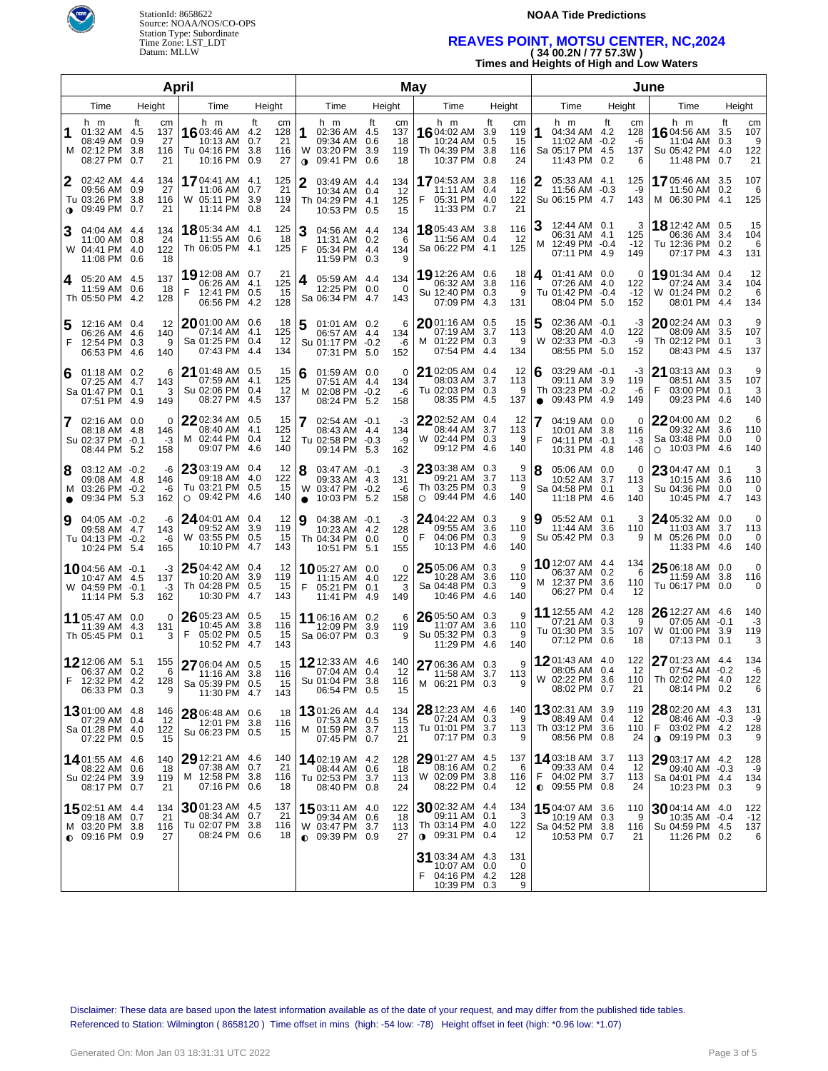StationId: 8658622
Source: NOAA/NOS/CO-OPS
Station Type: Subordinate
Time Zone: LST_LDT
Datum: MLLW

**NOAA Tide Predictions**

## REAVES POINT, MOTSU CENTER, NC,2024

**( 34 00.2N / 77 57.3W )**

**Times and Heights of High and Low Waters**

### April

| Day | Time | ft | cm |
|---|---|---|---|
| 1 M | 01:32 AM | 4.5 | 137 |
| | 08:49 AM | 0.9 | 27 |
| | 02:12 PM | 3.8 | 116 |
| | 08:27 PM | 0.7 | 21 |
| 2 Tu ◑ | 02:42 AM | 4.4 | 134 |
| | 09:56 AM | 0.9 | 27 |
| | 03:26 PM | 3.8 | 116 |
| | 09:49 PM | 0.7 | 21 |
| 3 W | 04:04 AM | 4.4 | 134 |
| | 11:00 AM | 0.8 | 24 |
| | 04:41 PM | 4.0 | 122 |
| | 11:08 PM | 0.6 | 18 |
| 4 Th | 05:20 AM | 4.5 | 137 |
| | 11:59 AM | 0.6 | 18 |
| | 05:50 PM | 4.2 | 128 |
| 5 F | 12:16 AM | 0.4 | 12 |
| | 06:26 AM | 4.6 | 140 |
| | 12:54 PM | 0.3 | 9 |
| | 06:53 PM | 4.6 | 140 |
| 6 Sa | 01:18 AM | 0.2 | 6 |
| | 07:25 AM | 4.7 | 143 |
| | 01:47 PM | 0.1 | 3 |
| | 07:51 PM | 4.9 | 149 |
| 7 Su | 02:16 AM | 0.0 | 0 |
| | 08:18 AM | 4.8 | 146 |
| | 02:37 PM | -0.1 | -3 |
| | 08:44 PM | 5.2 | 158 |
| 8 M ● | 03:12 AM | -0.2 | -6 |
| | 09:08 AM | 4.8 | 146 |
| | 03:26 PM | -0.2 | -6 |
| | 09:34 PM | 5.3 | 162 |
| 9 Tu | 04:05 AM | -0.2 | -6 |
| | 09:58 AM | 4.7 | 143 |
| | 04:13 PM | -0.2 | -6 |
| | 10:24 PM | 5.4 | 165 |
| 10 W | 04:56 AM | -0.1 | -3 |
| | 10:47 AM | 4.5 | 137 |
| | 04:59 PM | -0.1 | -3 |
| | 11:14 PM | 5.3 | 162 |
| 11 Th | 05:47 AM | 0.0 | 0 |
| | 11:39 AM | 4.3 | 131 |
| | 05:45 PM | 0.1 | 3 |
| 12 F | 12:06 AM | 5.1 | 155 |
| | 06:37 AM | 0.2 | 6 |
| | 12:32 PM | 4.2 | 128 |
| | 06:33 PM | 0.3 | 9 |
| 13 Sa | 01:00 AM | 4.8 | 146 |
| | 07:29 AM | 0.4 | 12 |
| | 01:28 PM | 4.0 | 122 |
| | 07:22 PM | 0.5 | 15 |
| 14 Su | 01:55 AM | 4.6 | 140 |
| | 08:22 AM | 0.6 | 18 |
| | 02:24 PM | 3.9 | 119 |
| | 08:17 PM | 0.7 | 21 |
| 15 M ◐ | 02:51 AM | 4.4 | 134 |
| | 09:18 AM | 0.7 | 21 |
| | 03:20 PM | 3.8 | 116 |
| | 09:16 PM | 0.9 | 27 |
| 16 Tu | 03:46 AM | 4.2 | 128 |
| | 10:13 AM | 0.7 | 21 |
| | 04:16 PM | 3.8 | 116 |
| | 10:16 PM | 0.9 | 27 |
| 17 W | 04:41 AM | 4.1 | 125 |
| | 11:06 AM | 0.7 | 21 |
| | 05:11 PM | 3.9 | 119 |
| | 11:14 PM | 0.8 | 24 |
| 18 Th | 05:34 AM | 4.1 | 125 |
| | 11:55 AM | 0.6 | 18 |
| | 06:05 PM | 4.1 | 125 |
| 19 F | 12:08 AM | 0.7 | 21 |
| | 06:26 AM | 4.1 | 125 |
| | 12:41 PM | 0.5 | 15 |
| | 06:56 PM | 4.2 | 128 |
| 20 Sa | 01:00 AM | 0.6 | 18 |
| | 07:14 AM | 4.1 | 125 |
| | 01:25 PM | 0.4 | 12 |
| | 07:43 PM | 4.4 | 134 |
| 21 Su | 01:48 AM | 0.5 | 15 |
| | 07:59 AM | 4.1 | 125 |
| | 02:06 PM | 0.4 | 12 |
| | 08:27 PM | 4.5 | 137 |
| 22 M | 02:34 AM | 0.5 | 15 |
| | 08:40 AM | 4.1 | 125 |
| | 02:44 PM | 0.4 | 12 |
| | 09:07 PM | 4.6 | 140 |
| 23 Tu ○ | 03:19 AM | 0.4 | 12 |
| | 09:18 AM | 4.0 | 122 |
| | 03:21 PM | 0.5 | 15 |
| | 09:42 PM | 4.6 | 140 |
| 24 W | 04:01 AM | 0.4 | 12 |
| | 09:52 AM | 3.9 | 119 |
| | 03:55 PM | 0.5 | 15 |
| | 10:10 PM | 4.7 | 143 |
| 25 Th | 04:42 AM | 0.4 | 12 |
| | 10:20 AM | 3.9 | 119 |
| | 04:28 PM | 0.5 | 15 |
| | 10:30 PM | 4.7 | 143 |
| 26 F | 05:23 AM | 0.5 | 15 |
| | 10:45 AM | 3.8 | 116 |
| | 05:02 PM | 0.5 | 15 |
| | 10:52 PM | 4.7 | 143 |
| 27 Sa | 06:04 AM | 0.5 | 15 |
| | 11:16 AM | 3.8 | 116 |
| | 05:39 PM | 0.5 | 15 |
| | 11:30 PM | 4.7 | 143 |
| 28 Su | 06:48 AM | 0.6 | 18 |
| | 12:01 PM | 3.8 | 116 |
| | 06:23 PM | 0.5 | 15 |
| 29 M | 12:21 AM | 4.6 | 140 |
| | 07:38 AM | 0.7 | 21 |
| | 12:58 PM | 3.8 | 116 |
| | 07:16 PM | 0.6 | 18 |
| 30 Tu | 01:23 AM | 4.5 | 137 |
| | 08:34 AM | 0.7 | 21 |
| | 02:07 PM | 3.8 | 116 |
| | 08:24 PM | 0.6 | 18 |

### May

| Day | Time | ft | cm |
|---|---|---|---|
| 1 W ◑ | 02:36 AM | 4.5 | 137 |
| | 09:34 AM | 0.6 | 18 |
| | 03:20 PM | 3.9 | 119 |
| | 09:41 PM | 0.6 | 18 |
| 2 Th | 03:49 AM | 4.4 | 134 |
| | 10:34 AM | 0.4 | 12 |
| | 04:29 PM | 4.1 | 125 |
| | 10:53 PM | 0.5 | 15 |
| 3 F | 04:56 AM | 4.4 | 134 |
| | 11:31 AM | 0.2 | 6 |
| | 05:34 PM | 4.4 | 134 |
| | 11:59 PM | 0.3 | 9 |
| 4 Sa | 05:59 AM | 4.4 | 134 |
| | 12:25 PM | 0.0 | 0 |
| | 06:34 PM | 4.7 | 143 |
| 5 Su | 01:01 AM | 0.2 | 6 |
| | 06:57 AM | 4.4 | 134 |
| | 01:17 PM | -0.2 | -6 |
| | 07:31 PM | 5.0 | 152 |
| 6 M | 01:59 AM | 0.0 | 0 |
| | 07:51 AM | 4.4 | 134 |
| | 02:08 PM | -0.2 | -6 |
| | 08:24 PM | 5.2 | 158 |
| 7 Tu | 02:54 AM | -0.1 | -3 |
| | 08:43 AM | 4.4 | 134 |
| | 02:58 PM | -0.3 | -9 |
| | 09:14 PM | 5.3 | 162 |
| 8 W ● | 03:47 AM | -0.1 | -3 |
| | 09:33 AM | 4.3 | 131 |
| | 03:47 PM | -0.2 | -6 |
| | 10:03 PM | 5.2 | 158 |
| 9 Th | 04:38 AM | -0.1 | -3 |
| | 10:23 AM | 4.2 | 128 |
| | 04:34 PM | 0.0 | 0 |
| | 10:51 PM | 5.1 | 155 |
| 10 F | 05:27 AM | 0.0 | 0 |
| | 11:15 AM | 4.0 | 122 |
| | 05:21 PM | 0.1 | 3 |
| | 11:41 PM | 4.9 | 149 |
| 11 Sa | 06:16 AM | 0.2 | 6 |
| | 12:09 PM | 3.9 | 119 |
| | 06:07 PM | 0.3 | 9 |
| 12 Su | 12:33 AM | 4.6 | 140 |
| | 07:04 AM | 0.4 | 12 |
| | 01:04 PM | 3.8 | 116 |
| | 06:54 PM | 0.5 | 15 |
| 13 M | 01:26 AM | 4.4 | 134 |
| | 07:53 AM | 0.5 | 15 |
| | 01:59 PM | 3.7 | 113 |
| | 07:45 PM | 0.7 | 21 |
| 14 Tu | 02:19 AM | 4.2 | 128 |
| | 08:44 AM | 0.6 | 18 |
| | 02:53 PM | 3.7 | 113 |
| | 08:40 PM | 0.8 | 24 |
| 15 W ◐ | 03:11 AM | 4.0 | 122 |
| | 09:34 AM | 0.6 | 18 |
| | 03:47 PM | 3.7 | 113 |
| | 09:39 PM | 0.9 | 27 |
| 16 Th | 04:02 AM | 3.9 | 119 |
| | 10:24 AM | 0.5 | 15 |
| | 04:39 PM | 3.8 | 116 |
| | 10:37 PM | 0.8 | 24 |
| 17 F | 04:53 AM | 3.8 | 116 |
| | 11:11 AM | 0.4 | 12 |
| | 05:31 PM | 4.0 | 122 |
| | 11:33 PM | 0.7 | 21 |
| 18 Sa | 05:43 AM | 3.8 | 116 |
| | 11:56 AM | 0.4 | 12 |
| | 06:22 PM | 4.1 | 125 |
| 19 Su | 12:26 AM | 0.6 | 18 |
| | 06:32 AM | 3.8 | 116 |
| | 12:40 PM | 0.3 | 9 |
| | 07:09 PM | 4.3 | 131 |
| 20 M | 01:16 AM | 0.5 | 15 |
| | 07:19 AM | 3.7 | 113 |
| | 01:22 PM | 0.3 | 9 |
| | 07:54 PM | 4.4 | 134 |
| 21 Tu | 02:05 AM | 0.4 | 12 |
| | 08:03 AM | 3.7 | 113 |
| | 02:03 PM | 0.3 | 9 |
| | 08:35 PM | 4.5 | 137 |
| 22 W | 02:52 AM | 0.4 | 12 |
| | 08:44 AM | 3.7 | 113 |
| | 02:44 PM | 0.3 | 9 |
| | 09:12 PM | 4.6 | 140 |
| 23 Th ○ | 03:38 AM | 0.3 | 9 |
| | 09:21 AM | 3.7 | 113 |
| | 03:25 PM | 0.3 | 9 |
| | 09:44 PM | 4.6 | 140 |
| 24 F | 04:22 AM | 0.3 | 9 |
| | 09:55 AM | 3.6 | 110 |
| | 04:06 PM | 0.3 | 9 |
| | 10:13 PM | 4.6 | 140 |
| 25 Sa | 05:06 AM | 0.3 | 9 |
| | 10:28 AM | 3.6 | 110 |
| | 04:48 PM | 0.3 | 9 |
| | 10:46 PM | 4.6 | 140 |
| 26 Su | 05:50 AM | 0.3 | 9 |
| | 11:07 AM | 3.6 | 110 |
| | 05:32 PM | 0.3 | 9 |
| | 11:29 PM | 4.6 | 140 |
| 27 M | 06:36 AM | 0.3 | 9 |
| | 11:58 AM | 3.7 | 113 |
| | 06:21 PM | 0.3 | 9 |
| 28 Tu | 12:23 AM | 4.6 | 140 |
| | 07:24 AM | 0.3 | 9 |
| | 01:01 PM | 3.7 | 113 |
| | 07:17 PM | 0.3 | 9 |
| 29 W | 01:27 AM | 4.5 | 137 |
| | 08:16 AM | 0.2 | 6 |
| | 02:09 PM | 3.8 | 116 |
| | 08:22 PM | 0.4 | 12 |
| 30 Th ◑ | 02:32 AM | 4.4 | 134 |
| | 09:11 AM | 0.1 | 3 |
| | 03:14 PM | 4.0 | 122 |
| | 09:31 PM | 0.4 | 12 |
| 31 F | 03:34 AM | 4.3 | 131 |
| | 10:07 AM | 0.0 | 0 |
| | 04:16 PM | 4.2 | 128 |
| | 10:39 PM | 0.3 | 9 |

### June

| Day | Time | ft | cm |
|---|---|---|---|
| 1 Sa | 04:34 AM | 4.2 | 128 |
| | 11:02 AM | -0.2 | -6 |
| | 05:17 PM | 4.5 | 137 |
| | 11:43 PM | 0.2 | 6 |
| 2 Su | 05:33 AM | 4.1 | 125 |
| | 11:56 AM | -0.3 | -9 |
| | 06:15 PM | 4.7 | 143 |
| 3 M | 12:44 AM | 0.1 | 3 |
| | 06:31 AM | 4.1 | 125 |
| | 12:49 PM | -0.4 | -12 |
| | 07:11 PM | 4.9 | 149 |
| 4 Tu | 01:41 AM | 0.0 | 0 |
| | 07:26 AM | 4.0 | 122 |
| | 01:42 PM | -0.4 | -12 |
| | 08:04 PM | 5.0 | 152 |
| 5 W | 02:36 AM | -0.1 | -3 |
| | 08:20 AM | 4.0 | 122 |
| | 02:33 PM | -0.3 | -9 |
| | 08:55 PM | 5.0 | 152 |
| 6 Th ● | 03:29 AM | -0.1 | -3 |
| | 09:11 AM | 3.9 | 119 |
| | 03:23 PM | -0.2 | -6 |
| | 09:43 PM | 4.9 | 149 |
| 7 F | 04:19 AM | 0.0 | 0 |
| | 10:01 AM | 3.8 | 116 |
| | 04:11 PM | -0.1 | -3 |
| | 10:31 PM | 4.8 | 146 |
| 8 Sa | 05:06 AM | 0.0 | 0 |
| | 10:52 AM | 3.7 | 113 |
| | 04:58 PM | 0.1 | 3 |
| | 11:18 PM | 4.6 | 140 |
| 9 Su | 05:52 AM | 0.1 | 3 |
| | 11:44 AM | 3.6 | 110 |
| | 05:42 PM | 0.3 | 9 |
| 10 M | 12:07 AM | 4.4 | 134 |
| | 06:37 AM | 0.2 | 6 |
| | 12:37 PM | 3.6 | 110 |
| | 06:27 PM | 0.4 | 12 |
| 11 Tu | 12:55 AM | 4.2 | 128 |
| | 07:21 AM | 0.3 | 9 |
| | 01:30 PM | 3.5 | 107 |
| | 07:12 PM | 0.6 | 18 |
| 12 W | 01:43 AM | 4.0 | 122 |
| | 08:05 AM | 0.4 | 12 |
| | 02:22 PM | 3.6 | 110 |
| | 08:02 PM | 0.7 | 21 |
| 13 Th | 02:31 AM | 3.9 | 119 |
| | 08:49 AM | 0.4 | 12 |
| | 03:12 PM | 3.6 | 110 |
| | 08:56 PM | 0.8 | 24 |
| 14 F ◐ | 03:18 AM | 3.7 | 113 |
| | 09:33 AM | 0.4 | 12 |
| | 04:02 PM | 3.7 | 113 |
| | 09:55 PM | 0.8 | 24 |
| 15 Sa | 04:07 AM | 3.6 | 110 |
| | 10:19 AM | 0.3 | 9 |
| | 04:52 PM | 3.8 | 116 |
| | 10:53 PM | 0.7 | 21 |
| 16 Su | 04:56 AM | 3.5 | 107 |
| | 11:04 AM | 0.3 | 9 |
| | 05:42 PM | 4.0 | 122 |
| | 11:48 PM | 0.7 | 21 |
| 17 M | 05:46 AM | 3.5 | 107 |
| | 11:50 AM | 0.2 | 6 |
| | 06:30 PM | 4.1 | 125 |
| 18 Tu | 12:42 AM | 0.5 | 15 |
| | 06:36 AM | 3.4 | 104 |
| | 12:36 PM | 0.2 | 6 |
| | 07:17 PM | 4.3 | 131 |
| 19 W | 01:34 AM | 0.4 | 12 |
| | 07:24 AM | 3.4 | 104 |
| | 01:24 PM | 0.2 | 6 |
| | 08:01 PM | 4.4 | 134 |
| 20 Th | 02:24 AM | 0.3 | 9 |
| | 08:09 AM | 3.5 | 107 |
| | 02:12 PM | 0.1 | 3 |
| | 08:43 PM | 4.5 | 137 |
| 21 F | 03:13 AM | 0.3 | 9 |
| | 08:51 AM | 3.5 | 107 |
| | 03:00 PM | 0.1 | 3 |
| | 09:23 PM | 4.6 | 140 |
| 22 Sa ○ | 04:00 AM | 0.2 | 6 |
| | 09:32 AM | 3.6 | 110 |
| | 03:48 PM | 0.0 | 0 |
| | 10:03 PM | 4.6 | 140 |
| 23 Su | 04:47 AM | 0.1 | 3 |
| | 10:15 AM | 3.6 | 110 |
| | 04:36 PM | 0.0 | 0 |
| | 10:45 PM | 4.7 | 143 |
| 24 M | 05:32 AM | 0.0 | 0 |
| | 11:03 AM | 3.7 | 113 |
| | 05:26 PM | 0.0 | 0 |
| | 11:33 PM | 4.6 | 140 |
| 25 Tu | 06:18 AM | 0.0 | 0 |
| | 11:59 AM | 3.8 | 116 |
| | 06:17 PM | 0.0 | 0 |
| 26 W | 12:27 AM | 4.6 | 140 |
| | 07:05 AM | -0.1 | -3 |
| | 01:00 PM | 3.9 | 119 |
| | 07:13 PM | 0.1 | 3 |
| 27 Th | 01:23 AM | 4.4 | 134 |
| | 07:54 AM | -0.2 | -6 |
| | 02:02 PM | 4.0 | 122 |
| | 08:14 PM | 0.2 | 6 |
| 28 F ◑ | 02:20 AM | 4.3 | 131 |
| | 08:46 AM | -0.3 | -9 |
| | 03:02 PM | 4.2 | 128 |
| | 09:19 PM | 0.3 | 9 |
| 29 Sa | 03:17 AM | 4.2 | 128 |
| | 09:40 AM | -0.3 | -9 |
| | 04:01 PM | 4.4 | 134 |
| | 10:23 PM | 0.3 | 9 |
| 30 Su | 04:14 AM | 4.0 | 122 |
| | 10:35 AM | -0.4 | -12 |
| | 04:59 PM | 4.5 | 137 |
| | 11:26 PM | 0.2 | 6 |

Disclaimer: These data are based upon the latest information available as of the date of your request, and may differ from the published tide tables.
Referenced to Station: Wilmington ( 8658120 ) Time offset in mins (high: -54 low: -78) Height offset in feet (high: *0.96 low: *1.07)

Generated On: Mon Jan 03 18:31:31 UTC 2022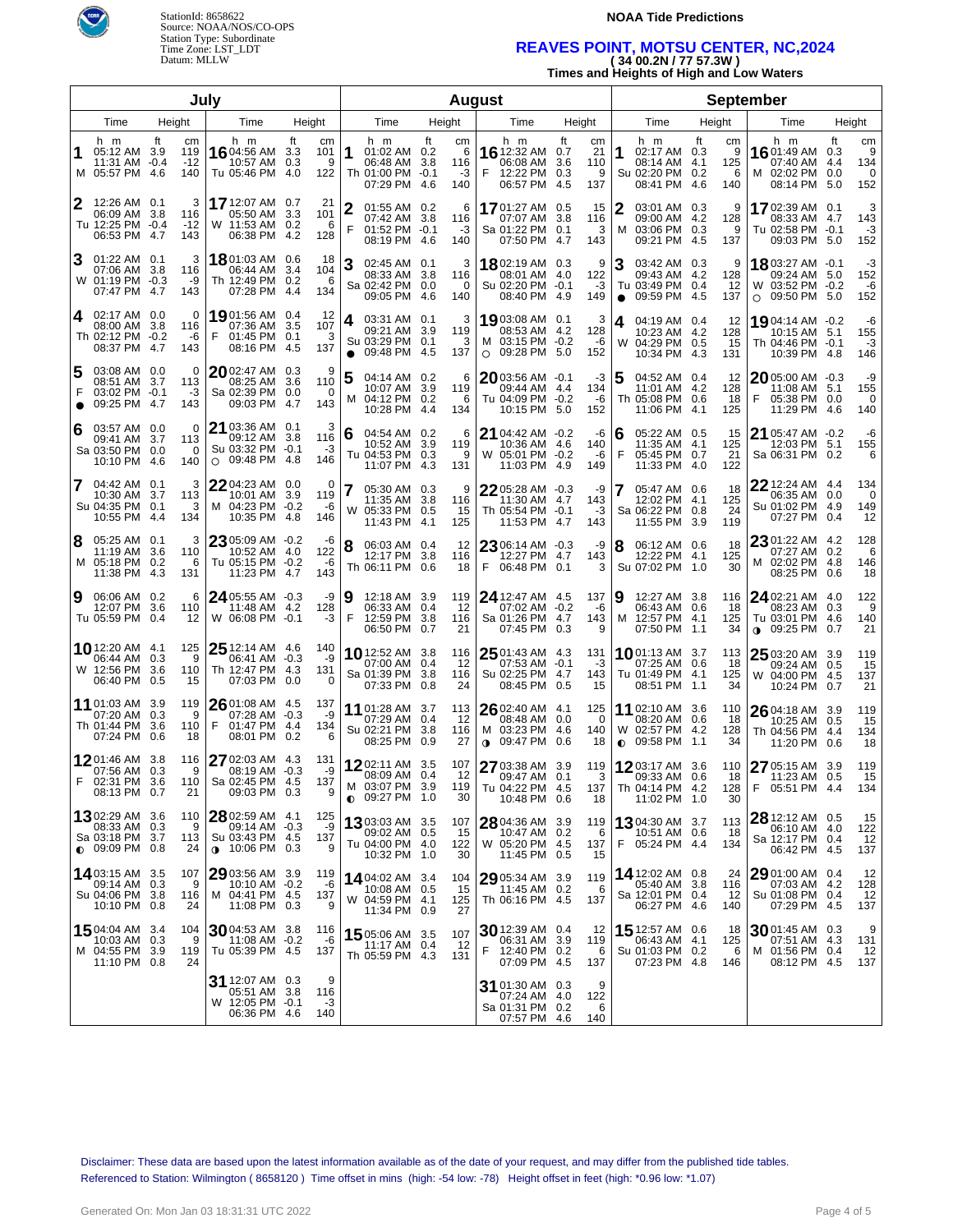StationId: 8658622
Source: NOAA/NOS/CO-OPS
Station Type: Subordinate
Time Zone: LST_LDT
Datum: MLLW

**NOAA Tide Predictions**

## REAVES POINT, MOTSU CENTER, NC,2024

**( 34 00.2N / 77 57.3W )**

**Times and Heights of High and Low Waters**

### July

| Day | Time (h m) | Height (ft) | Height (cm) |
|---|---|---|---|
| 1 M | 05:12 AM | 3.9 | 119 |
| | 11:31 AM | -0.4 | -12 |
| | 05:57 PM | 4.6 | 140 |
| 2 Tu | 12:26 AM | 0.1 | 3 |
| | 06:09 AM | 3.8 | 116 |
| | 12:25 PM | -0.4 | -12 |
| | 06:53 PM | 4.7 | 143 |
| 3 W | 01:22 AM | 0.1 | 3 |
| | 07:06 AM | 3.8 | 116 |
| | 01:19 PM | -0.3 | -9 |
| | 07:47 PM | 4.7 | 143 |
| 4 Th | 02:17 AM | 0.0 | 0 |
| | 08:00 AM | 3.8 | 116 |
| | 02:12 PM | -0.2 | -6 |
| | 08:37 PM | 4.7 | 143 |
| 5 F ● | 03:08 AM | 0.0 | 0 |
| | 08:51 AM | 3.7 | 113 |
| | 03:02 PM | -0.1 | -3 |
| | 09:25 PM | 4.7 | 143 |
| 6 Sa | 03:57 AM | 0.0 | 0 |
| | 09:41 AM | 3.7 | 113 |
| | 03:50 PM | 0.0 | 0 |
| | 10:10 PM | 4.6 | 140 |
| 7 Su | 04:42 AM | 0.1 | 3 |
| | 10:30 AM | 3.7 | 113 |
| | 04:35 PM | 0.1 | 3 |
| | 10:55 PM | 4.4 | 134 |
| 8 M | 05:25 AM | 0.1 | 3 |
| | 11:19 AM | 3.6 | 110 |
| | 05:18 PM | 0.2 | 6 |
| | 11:38 PM | 4.3 | 131 |
| 9 Tu | 06:06 AM | 0.2 | 6 |
| | 12:07 PM | 3.6 | 110 |
| | 05:59 PM | 0.4 | 12 |
| 10 W | 12:20 AM | 4.1 | 125 |
| | 06:44 AM | 0.3 | 9 |
| | 12:56 PM | 3.6 | 110 |
| | 06:40 PM | 0.5 | 15 |
| 11 Th | 01:03 AM | 3.9 | 119 |
| | 07:20 AM | 0.3 | 9 |
| | 01:44 PM | 3.6 | 110 |
| | 07:24 PM | 0.6 | 18 |
| 12 F | 01:46 AM | 3.8 | 116 |
| | 07:56 AM | 0.3 | 9 |
| | 02:31 PM | 3.6 | 110 |
| | 08:13 PM | 0.7 | 21 |
| 13 Sa ◐ | 02:29 AM | 3.6 | 110 |
| | 08:33 AM | 0.3 | 9 |
| | 03:18 PM | 3.7 | 113 |
| | 09:09 PM | 0.8 | 24 |
| 14 Su | 03:15 AM | 3.5 | 107 |
| | 09:14 AM | 0.3 | 9 |
| | 04:06 PM | 3.8 | 116 |
| | 10:10 PM | 0.8 | 24 |
| 15 M | 04:04 AM | 3.4 | 104 |
| | 10:03 AM | 0.3 | 9 |
| | 04:55 PM | 3.9 | 119 |
| | 11:10 PM | 0.8 | 24 |
| 16 Tu | 04:56 AM | 3.3 | 101 |
| | 10:57 AM | 0.3 | 9 |
| | 05:46 PM | 4.0 | 122 |
| 17 W | 12:07 AM | 0.7 | 21 |
| | 05:50 AM | 3.3 | 101 |
| | 11:53 AM | 0.2 | 6 |
| | 06:38 PM | 4.2 | 128 |
| 18 Th | 01:03 AM | 0.6 | 18 |
| | 06:44 AM | 3.4 | 104 |
| | 12:49 PM | 0.2 | 6 |
| | 07:28 PM | 4.4 | 134 |
| 19 F | 01:56 AM | 0.4 | 12 |
| | 07:36 AM | 3.5 | 107 |
| | 01:45 PM | 0.1 | 3 |
| | 08:16 PM | 4.5 | 137 |
| 20 Sa | 02:47 AM | 0.3 | 9 |
| | 08:25 AM | 3.6 | 110 |
| | 02:39 PM | 0.0 | 0 |
| | 09:03 PM | 4.7 | 143 |
| 21 Su ○ | 03:36 AM | 0.1 | 3 |
| | 09:12 AM | 3.8 | 116 |
| | 03:32 PM | -0.1 | -3 |
| | 09:48 PM | 4.8 | 146 |
| 22 M | 04:23 AM | 0.0 | 0 |
| | 10:01 AM | 3.9 | 119 |
| | 04:23 PM | -0.2 | -6 |
| | 10:35 PM | 4.8 | 146 |
| 23 Tu | 05:09 AM | -0.2 | -6 |
| | 10:52 AM | 4.0 | 122 |
| | 05:15 PM | -0.2 | -6 |
| | 11:23 PM | 4.7 | 143 |
| 24 W | 05:55 AM | -0.3 | -9 |
| | 11:48 AM | 4.2 | 128 |
| | 06:08 PM | -0.1 | -3 |
| 25 Th | 12:14 AM | 4.6 | 140 |
| | 06:41 AM | -0.3 | -9 |
| | 12:47 PM | 4.3 | 131 |
| | 07:03 PM | 0.0 | 0 |
| 26 F | 01:08 AM | 4.5 | 137 |
| | 07:28 AM | -0.3 | -9 |
| | 01:47 PM | 4.4 | 134 |
| | 08:01 PM | 0.2 | 6 |
| 27 Sa | 02:03 AM | 4.3 | 131 |
| | 08:19 AM | -0.3 | -9 |
| | 02:45 PM | 4.5 | 137 |
| | 09:03 PM | 0.3 | 9 |
| 28 Su ◑ | 02:59 AM | 4.1 | 125 |
| | 09:14 AM | -0.3 | -9 |
| | 03:43 PM | 4.5 | 137 |
| | 10:06 PM | 0.3 | 9 |
| 29 M | 03:56 AM | 3.9 | 119 |
| | 10:10 AM | -0.2 | -6 |
| | 04:41 PM | 4.5 | 137 |
| | 11:08 PM | 0.3 | 9 |
| 30 Tu | 04:53 AM | 3.8 | 116 |
| | 11:08 AM | -0.2 | -6 |
| | 05:39 PM | 4.5 | 137 |
| 31 W | 12:07 AM | 0.3 | 9 |
| | 05:51 AM | 3.8 | 116 |
| | 12:05 PM | -0.1 | -3 |
| | 06:36 PM | 4.6 | 140 |

### August

| Day | Time (h m) | Height (ft) | Height (cm) |
|---|---|---|---|
| 1 Th | 01:02 AM | 0.2 | 6 |
| | 06:48 AM | 3.8 | 116 |
| | 01:00 PM | -0.1 | -3 |
| | 07:29 PM | 4.6 | 140 |
| 2 F | 01:55 AM | 0.2 | 6 |
| | 07:42 AM | 3.8 | 116 |
| | 01:52 PM | -0.1 | -3 |
| | 08:19 PM | 4.6 | 140 |
| 3 Sa | 02:45 AM | 0.1 | 3 |
| | 08:33 AM | 3.8 | 116 |
| | 02:42 PM | 0.0 | 0 |
| | 09:05 PM | 4.6 | 140 |
| 4 Su ● | 03:31 AM | 0.1 | 3 |
| | 09:21 AM | 3.9 | 119 |
| | 03:29 PM | 0.1 | 3 |
| | 09:48 PM | 4.5 | 137 |
| 5 M | 04:14 AM | 0.2 | 6 |
| | 10:07 AM | 3.9 | 119 |
| | 04:12 PM | 0.2 | 6 |
| | 10:28 PM | 4.4 | 134 |
| 6 Tu | 04:54 AM | 0.2 | 6 |
| | 10:52 AM | 3.9 | 119 |
| | 04:53 PM | 0.3 | 9 |
| | 11:07 PM | 4.3 | 131 |
| 7 W | 05:30 AM | 0.3 | 9 |
| | 11:35 AM | 3.8 | 116 |
| | 05:33 PM | 0.5 | 15 |
| | 11:43 PM | 4.1 | 125 |
| 8 Th | 06:03 AM | 0.4 | 12 |
| | 12:17 PM | 3.8 | 116 |
| | 06:11 PM | 0.6 | 18 |
| 9 F | 12:18 AM | 3.9 | 119 |
| | 06:33 AM | 0.4 | 12 |
| | 12:59 PM | 3.8 | 116 |
| | 06:50 PM | 0.7 | 21 |
| 10 Sa | 12:52 AM | 3.8 | 116 |
| | 07:00 AM | 0.4 | 12 |
| | 01:39 PM | 3.8 | 116 |
| | 07:33 PM | 0.8 | 24 |
| 11 Su | 01:28 AM | 3.7 | 113 |
| | 07:29 AM | 0.4 | 12 |
| | 02:21 PM | 3.8 | 116 |
| | 08:25 PM | 0.9 | 27 |
| 12 M ◐ | 02:11 AM | 3.5 | 107 |
| | 08:09 AM | 0.4 | 12 |
| | 03:07 PM | 3.9 | 119 |
| | 09:27 PM | 1.0 | 30 |
| 13 Tu | 03:03 AM | 3.5 | 107 |
| | 09:02 AM | 0.5 | 15 |
| | 04:00 PM | 4.0 | 122 |
| | 10:32 PM | 1.0 | 30 |
| 14 W | 04:02 AM | 3.4 | 104 |
| | 10:08 AM | 0.5 | 15 |
| | 04:59 PM | 4.1 | 125 |
| | 11:34 PM | 0.9 | 27 |
| 15 Th | 05:06 AM | 3.5 | 107 |
| | 11:17 AM | 0.4 | 12 |
| | 05:59 PM | 4.3 | 131 |
| 16 F | 12:32 AM | 0.7 | 21 |
| | 06:08 AM | 3.6 | 110 |
| | 12:22 PM | 0.3 | 9 |
| | 06:57 PM | 4.5 | 137 |
| 17 Sa | 01:27 AM | 0.5 | 15 |
| | 07:07 AM | 3.8 | 116 |
| | 01:22 PM | 0.1 | 3 |
| | 07:50 PM | 4.7 | 143 |
| 18 Su | 02:19 AM | 0.3 | 9 |
| | 08:01 AM | 4.0 | 122 |
| | 02:20 PM | -0.1 | -3 |
| | 08:40 PM | 4.9 | 149 |
| 19 M ○ | 03:08 AM | 0.1 | 3 |
| | 08:53 AM | 4.2 | 128 |
| | 03:15 PM | -0.2 | -6 |
| | 09:28 PM | 5.0 | 152 |
| 20 Tu | 03:56 AM | -0.1 | -3 |
| | 09:44 AM | 4.4 | 134 |
| | 04:09 PM | -0.2 | -6 |
| | 10:15 PM | 5.0 | 152 |
| 21 W | 04:42 AM | -0.2 | -6 |
| | 10:36 AM | 4.6 | 140 |
| | 05:01 PM | -0.2 | -6 |
| | 11:03 PM | 4.9 | 149 |
| 22 Th | 05:28 AM | -0.3 | -9 |
| | 11:30 AM | 4.7 | 143 |
| | 05:54 PM | -0.1 | -3 |
| | 11:53 PM | 4.7 | 143 |
| 23 F | 06:14 AM | -0.3 | -9 |
| | 12:27 PM | 4.7 | 143 |
| | 06:48 PM | 0.1 | 3 |
| 24 Sa | 12:47 AM | 4.5 | 137 |
| | 07:02 AM | -0.2 | -6 |
| | 01:26 PM | 4.7 | 143 |
| | 07:45 PM | 0.3 | 9 |
| 25 Su | 01:43 AM | 4.3 | 131 |
| | 07:53 AM | -0.1 | -3 |
| | 02:25 PM | 4.7 | 143 |
| | 08:45 PM | 0.5 | 15 |
| 26 M ◑ | 02:40 AM | 4.1 | 125 |
| | 08:48 AM | 0.0 | 0 |
| | 03:23 PM | 4.6 | 140 |
| | 09:47 PM | 0.6 | 18 |
| 27 Tu | 03:38 AM | 3.9 | 119 |
| | 09:47 AM | 0.1 | 3 |
| | 04:22 PM | 4.5 | 137 |
| | 10:48 PM | 0.6 | 18 |
| 28 W | 04:36 AM | 3.9 | 119 |
| | 10:47 AM | 0.2 | 6 |
| | 05:20 PM | 4.5 | 137 |
| | 11:45 PM | 0.5 | 15 |
| 29 Th | 05:34 AM | 3.9 | 119 |
| | 11:45 AM | 0.2 | 6 |
| | 06:16 PM | 4.5 | 137 |
| 30 F | 12:39 AM | 0.4 | 12 |
| | 06:31 AM | 3.9 | 119 |
| | 12:40 PM | 0.2 | 6 |
| | 07:09 PM | 4.5 | 137 |
| 31 Sa | 01:30 AM | 0.3 | 9 |
| | 07:24 AM | 4.0 | 122 |
| | 01:31 PM | 0.2 | 6 |
| | 07:57 PM | 4.6 | 140 |

### September

| Day | Time (h m) | Height (ft) | Height (cm) |
|---|---|---|---|
| 1 Su | 02:17 AM | 0.3 | 9 |
| | 08:14 AM | 4.1 | 125 |
| | 02:20 PM | 0.2 | 6 |
| | 08:41 PM | 4.6 | 140 |
| 2 M | 03:01 AM | 0.3 | 9 |
| | 09:00 AM | 4.2 | 128 |
| | 03:06 PM | 0.3 | 9 |
| | 09:21 PM | 4.5 | 137 |
| 3 Tu ● | 03:42 AM | 0.3 | 9 |
| | 09:43 AM | 4.2 | 128 |
| | 03:49 PM | 0.4 | 12 |
| | 09:59 PM | 4.5 | 137 |
| 4 W | 04:19 AM | 0.4 | 12 |
| | 10:23 AM | 4.2 | 128 |
| | 04:29 PM | 0.5 | 15 |
| | 10:34 PM | 4.3 | 131 |
| 5 Th | 04:52 AM | 0.4 | 12 |
| | 11:01 AM | 4.2 | 128 |
| | 05:08 PM | 0.6 | 18 |
| | 11:06 PM | 4.1 | 125 |
| 6 F | 05:22 AM | 0.5 | 15 |
| | 11:35 AM | 4.1 | 125 |
| | 05:45 PM | 0.7 | 21 |
| | 11:33 PM | 4.0 | 122 |
| 7 Sa | 05:47 AM | 0.6 | 18 |
| | 12:02 PM | 4.1 | 125 |
| | 06:22 PM | 0.8 | 24 |
| | 11:55 PM | 3.9 | 119 |
| 8 Su | 06:12 AM | 0.6 | 18 |
| | 12:22 PM | 4.1 | 125 |
| | 07:02 PM | 1.0 | 30 |
| 9 M | 12:27 AM | 3.8 | 116 |
| | 06:43 AM | 0.6 | 18 |
| | 12:57 PM | 4.1 | 125 |
| | 07:50 PM | 1.1 | 34 |
| 10 Tu | 01:13 AM | 3.7 | 113 |
| | 07:25 AM | 0.6 | 18 |
| | 01:49 PM | 4.1 | 125 |
| | 08:51 PM | 1.1 | 34 |
| 11 W ◐ | 02:10 AM | 3.6 | 110 |
| | 08:20 AM | 0.6 | 18 |
| | 02:57 PM | 4.2 | 128 |
| | 09:58 PM | 1.1 | 34 |
| 12 Th | 03:17 AM | 3.6 | 110 |
| | 09:33 AM | 0.6 | 18 |
| | 04:14 PM | 4.2 | 128 |
| | 11:02 PM | 1.0 | 30 |
| 13 F | 04:30 AM | 3.7 | 113 |
| | 10:51 AM | 0.6 | 18 |
| | 05:24 PM | 4.4 | 134 |
| 14 Sa | 12:02 AM | 0.8 | 24 |
| | 05:40 AM | 3.8 | 116 |
| | 12:01 PM | 0.4 | 12 |
| | 06:27 PM | 4.6 | 140 |
| 15 Su | 12:57 AM | 0.6 | 18 |
| | 06:43 AM | 4.1 | 125 |
| | 01:03 PM | 0.2 | 6 |
| | 07:23 PM | 4.8 | 146 |
| 16 M | 01:49 AM | 0.3 | 9 |
| | 07:40 AM | 4.4 | 134 |
| | 02:02 PM | 0.0 | 0 |
| | 08:14 PM | 5.0 | 152 |
| 17 Tu | 02:39 AM | 0.1 | 3 |
| | 08:33 AM | 4.7 | 143 |
| | 02:58 PM | -0.1 | -3 |
| | 09:03 PM | 5.0 | 152 |
| 18 W ○ | 03:27 AM | -0.1 | -3 |
| | 09:24 AM | 5.0 | 152 |
| | 03:52 PM | -0.2 | -6 |
| | 09:50 PM | 5.0 | 152 |
| 19 Th | 04:14 AM | -0.2 | -6 |
| | 10:15 AM | 5.1 | 155 |
| | 04:46 PM | -0.1 | -3 |
| | 10:39 PM | 4.8 | 146 |
| 20 F | 05:00 AM | -0.3 | -9 |
| | 11:08 AM | 5.1 | 155 |
| | 05:38 PM | 0.0 | 0 |
| | 11:29 PM | 4.6 | 140 |
| 21 Sa | 05:47 AM | -0.2 | -6 |
| | 12:03 PM | 5.1 | 155 |
| | 06:31 PM | 0.2 | 6 |
| 22 Su | 12:24 AM | 4.4 | 134 |
| | 06:35 AM | 0.0 | 0 |
| | 01:02 PM | 4.9 | 149 |
| | 07:27 PM | 0.4 | 12 |
| 23 M | 01:22 AM | 4.2 | 128 |
| | 07:27 AM | 0.2 | 6 |
| | 02:02 PM | 4.8 | 146 |
| | 08:25 PM | 0.6 | 18 |
| 24 Tu ◑ | 02:21 AM | 4.0 | 122 |
| | 08:23 AM | 0.3 | 9 |
| | 03:01 PM | 4.6 | 140 |
| | 09:25 PM | 0.7 | 21 |
| 25 W | 03:20 AM | 3.9 | 119 |
| | 09:24 AM | 0.5 | 15 |
| | 04:00 PM | 4.5 | 137 |
| | 10:24 PM | 0.7 | 21 |
| 26 Th | 04:18 AM | 3.9 | 119 |
| | 10:25 AM | 0.5 | 15 |
| | 04:56 PM | 4.4 | 134 |
| | 11:20 PM | 0.6 | 18 |
| 27 F | 05:15 AM | 3.9 | 119 |
| | 11:23 AM | 0.5 | 15 |
| | 05:51 PM | 4.4 | 134 |
| 28 Sa | 12:12 AM | 0.5 | 15 |
| | 06:10 AM | 4.0 | 122 |
| | 12:17 PM | 0.4 | 12 |
| | 06:42 PM | 4.5 | 137 |
| 29 Su | 01:00 AM | 0.4 | 12 |
| | 07:03 AM | 4.2 | 128 |
| | 01:08 PM | 0.4 | 12 |
| | 07:29 PM | 4.5 | 137 |
| 30 M | 01:45 AM | 0.3 | 9 |
| | 07:51 AM | 4.3 | 131 |
| | 01:56 PM | 0.4 | 12 |
| | 08:12 PM | 4.5 | 137 |

Disclaimer: These data are based upon the latest information available as of the date of your request, and may differ from the published tide tables.
Referenced to Station: Wilmington ( 8658120 ) Time offset in mins (high: -54 low: -78) Height offset in feet (high: *0.96 low: *1.07)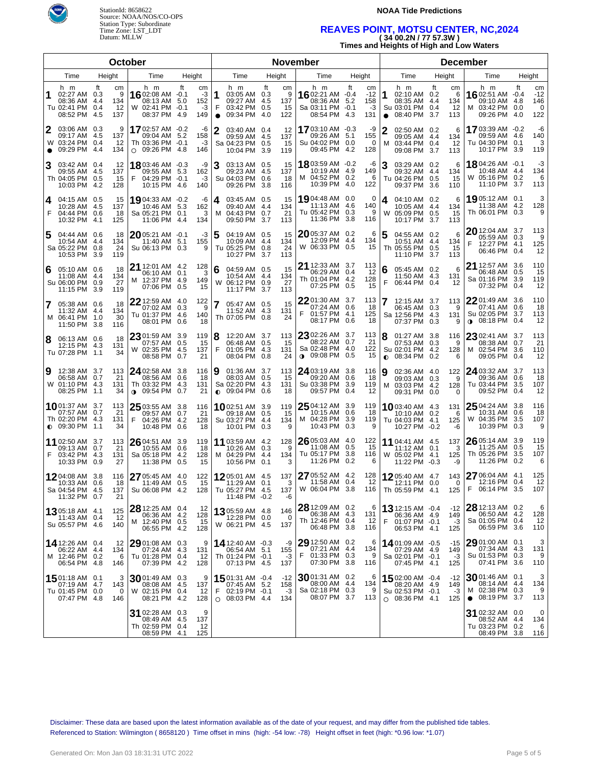StationId: 8658622
Source: NOAA/NOS/CO-OPS
Station Type: Subordinate
Time Zone: LST_LDT
Datum: MLLW

**NOAA Tide Predictions**

## REAVES POINT, MOTSU CENTER, NC,2024

**( 34 00.2N / 77 57.3W )**

**Times and Heights of High and Low Waters**

### October

| Day | Time (h m) | Height (ft) | Height (cm) |
|---|---|---|---|
| 1 Tu | 02:27 AM | 0.3 | 9 |
| | 08:36 AM | 4.4 | 134 |
| | 02:41 PM | 0.4 | 12 |
| | 08:52 PM | 4.5 | 137 |
| 2 W ● | 03:06 AM | 0.3 | 9 |
| | 09:17 AM | 4.5 | 137 |
| | 03:24 PM | 0.4 | 12 |
| | 09:29 PM | 4.4 | 134 |
| 3 Th | 03:42 AM | 0.4 | 12 |
| | 09:55 AM | 4.5 | 137 |
| | 04:05 PM | 0.5 | 15 |
| | 10:03 PM | 4.2 | 128 |
| 4 F | 04:15 AM | 0.5 | 15 |
| | 10:28 AM | 4.5 | 137 |
| | 04:44 PM | 0.6 | 18 |
| | 10:32 PM | 4.1 | 125 |
| 5 Sa | 04:44 AM | 0.6 | 18 |
| | 10:54 AM | 4.4 | 134 |
| | 05:22 PM | 0.8 | 24 |
| | 10:53 PM | 3.9 | 119 |
| 6 Su | 05:10 AM | 0.6 | 18 |
| | 11:08 AM | 4.4 | 134 |
| | 06:00 PM | 0.9 | 27 |
| | 11:15 PM | 3.9 | 119 |
| 7 M | 05:38 AM | 0.6 | 18 |
| | 11:32 AM | 4.4 | 134 |
| | 06:41 PM | 1.0 | 30 |
| | 11:50 PM | 3.8 | 116 |
| 8 Tu | 06:13 AM | 0.6 | 18 |
| | 12:15 PM | 4.3 | 131 |
| | 07:28 PM | 1.1 | 34 |
| 9 W | 12:38 AM | 3.7 | 113 |
| | 06:58 AM | 0.7 | 21 |
| | 01:10 PM | 4.3 | 131 |
| | 08:25 PM | 1.1 | 34 |
| 10 Th ◐ | 01:37 AM | 3.7 | 113 |
| | 07:57 AM | 0.7 | 21 |
| | 02:20 PM | 4.3 | 131 |
| | 09:30 PM | 1.1 | 34 |
| 11 F | 02:50 AM | 3.7 | 113 |
| | 09:13 AM | 0.7 | 21 |
| | 03:42 PM | 4.3 | 131 |
| | 10:33 PM | 0.9 | 27 |
| 12 Sa | 04:08 AM | 3.8 | 116 |
| | 10:33 AM | 0.6 | 18 |
| | 04:54 PM | 4.5 | 137 |
| | 11:32 PM | 0.7 | 21 |
| 13 Su | 05:18 AM | 4.1 | 125 |
| | 11:43 AM | 0.4 | 12 |
| | 05:57 PM | 4.6 | 140 |
| 14 M | 12:26 AM | 0.4 | 12 |
| | 06:22 AM | 4.4 | 134 |
| | 12:46 PM | 0.2 | 6 |
| | 06:54 PM | 4.8 | 146 |
| 15 Tu | 01:18 AM | 0.1 | 3 |
| | 07:19 AM | 4.7 | 143 |
| | 01:45 PM | 0.0 | 0 |
| | 07:47 PM | 4.8 | 146 |
| 16 W | 02:08 AM | -0.1 | -3 |
| | 08:13 AM | 5.0 | 152 |
| | 02:41 PM | -0.1 | -3 |
| | 08:37 PM | 4.9 | 149 |
| 17 Th ○ | 02:57 AM | -0.2 | -6 |
| | 09:04 AM | 5.2 | 158 |
| | 03:36 PM | -0.1 | -3 |
| | 09:26 PM | 4.8 | 146 |
| 18 F | 03:46 AM | -0.3 | -9 |
| | 09:55 AM | 5.3 | 162 |
| | 04:29 PM | -0.1 | -3 |
| | 10:15 PM | 4.6 | 140 |
| 19 Sa | 04:33 AM | -0.2 | -6 |
| | 10:46 AM | 5.3 | 162 |
| | 05:21 PM | 0.1 | 3 |
| | 11:06 PM | 4.4 | 134 |
| 20 Su | 05:21 AM | -0.1 | -3 |
| | 11:40 AM | 5.1 | 155 |
| | 06:13 PM | 0.3 | 9 |
| 21 M | 12:01 AM | 4.2 | 128 |
| | 06:10 AM | 0.1 | 3 |
| | 12:37 PM | 4.9 | 149 |
| | 07:06 PM | 0.5 | 15 |
| 22 Tu | 12:59 AM | 4.0 | 122 |
| | 07:02 AM | 0.3 | 9 |
| | 01:37 PM | 4.6 | 140 |
| | 08:01 PM | 0.6 | 18 |
| 23 W | 01:59 AM | 3.9 | 119 |
| | 07:57 AM | 0.5 | 15 |
| | 02:35 PM | 4.5 | 137 |
| | 08:58 PM | 0.7 | 21 |
| 24 Th ◑ | 02:58 AM | 3.8 | 116 |
| | 08:56 AM | 0.6 | 18 |
| | 03:32 PM | 4.3 | 131 |
| | 09:54 PM | 0.7 | 21 |
| 25 F | 03:55 AM | 3.8 | 116 |
| | 09:57 AM | 0.7 | 21 |
| | 04:26 PM | 4.2 | 128 |
| | 10:48 PM | 0.6 | 18 |
| 26 Sa | 04:51 AM | 3.9 | 119 |
| | 10:55 AM | 0.6 | 18 |
| | 05:18 PM | 4.2 | 128 |
| | 11:38 PM | 0.5 | 15 |
| 27 Su | 05:45 AM | 4.0 | 122 |
| | 11:49 AM | 0.5 | 15 |
| | 06:08 PM | 4.2 | 128 |
| 28 M | 12:25 AM | 0.4 | 12 |
| | 06:36 AM | 4.2 | 128 |
| | 12:40 PM | 0.5 | 15 |
| | 06:55 PM | 4.2 | 128 |
| 29 Tu | 01:08 AM | 0.3 | 9 |
| | 07:24 AM | 4.3 | 131 |
| | 01:28 PM | 0.4 | 12 |
| | 07:39 PM | 4.2 | 128 |
| 30 W | 01:49 AM | 0.3 | 9 |
| | 08:08 AM | 4.5 | 137 |
| | 02:15 PM | 0.4 | 12 |
| | 08:21 PM | 4.2 | 128 |
| 31 Th | 02:28 AM | 0.3 | 9 |
| | 08:49 AM | 4.5 | 137 |
| | 02:59 PM | 0.4 | 12 |
| | 08:59 PM | 4.1 | 125 |

### November

| Day | Time (h m) | Height (ft) | Height (cm) |
|---|---|---|---|
| 1 F ● | 03:05 AM | 0.3 | 9 |
| | 09:27 AM | 4.5 | 137 |
| | 03:42 PM | 0.5 | 15 |
| | 09:34 PM | 4.0 | 122 |
| 2 Sa | 03:40 AM | 0.4 | 12 |
| | 09:59 AM | 4.5 | 137 |
| | 04:23 PM | 0.5 | 15 |
| | 10:04 PM | 3.9 | 119 |
| 3 Su | 03:13 AM | 0.5 | 15 |
| | 09:23 AM | 4.5 | 137 |
| | 04:03 PM | 0.6 | 18 |
| | 09:26 PM | 3.8 | 116 |
| 4 M | 03:45 AM | 0.5 | 15 |
| | 09:40 AM | 4.4 | 134 |
| | 04:43 PM | 0.7 | 21 |
| | 09:50 PM | 3.7 | 113 |
| 5 Tu | 04:19 AM | 0.5 | 15 |
| | 10:09 AM | 4.4 | 134 |
| | 05:25 PM | 0.8 | 24 |
| | 10:27 PM | 3.7 | 113 |
| 6 W | 04:59 AM | 0.5 | 15 |
| | 10:54 AM | 4.4 | 134 |
| | 06:12 PM | 0.9 | 27 |
| | 11:17 PM | 3.7 | 113 |
| 7 Th | 05:47 AM | 0.5 | 15 |
| | 11:52 AM | 4.3 | 131 |
| | 07:05 PM | 0.8 | 24 |
| 8 F | 12:20 AM | 3.7 | 113 |
| | 06:48 AM | 0.5 | 15 |
| | 01:05 PM | 4.3 | 131 |
| | 08:04 PM | 0.8 | 24 |
| 9 Sa ◐ | 01:36 AM | 3.7 | 113 |
| | 08:03 AM | 0.5 | 15 |
| | 02:20 PM | 4.3 | 131 |
| | 09:04 PM | 0.6 | 18 |
| 10 Su | 02:51 AM | 3.9 | 119 |
| | 09:18 AM | 0.5 | 15 |
| | 03:27 PM | 4.4 | 134 |
| | 10:01 PM | 0.3 | 9 |
| 11 M | 03:59 AM | 4.2 | 128 |
| | 10:26 AM | 0.3 | 9 |
| | 04:29 PM | 4.4 | 134 |
| | 10:56 PM | 0.1 | 3 |
| 12 Tu | 05:01 AM | 4.5 | 137 |
| | 11:29 AM | 0.1 | 3 |
| | 05:27 PM | 4.5 | 137 |
| | 11:48 PM | -0.2 | -6 |
| 13 W | 05:59 AM | 4.8 | 146 |
| | 12:28 PM | 0.0 | 0 |
| | 06:21 PM | 4.5 | 137 |
| 14 Th | 12:40 AM | -0.3 | -9 |
| | 06:54 AM | 5.1 | 155 |
| | 01:24 PM | -0.1 | -3 |
| | 07:13 PM | 4.5 | 137 |
| 15 F ○ | 01:31 AM | -0.4 | -12 |
| | 07:45 AM | 5.2 | 158 |
| | 02:19 PM | -0.1 | -3 |
| | 08:03 PM | 4.4 | 134 |
| 16 Sa | 02:21 AM | -0.4 | -12 |
| | 08:36 AM | 5.2 | 158 |
| | 03:11 PM | -0.1 | -3 |
| | 08:54 PM | 4.3 | 131 |
| 17 Su | 03:10 AM | -0.3 | -9 |
| | 09:26 AM | 5.1 | 155 |
| | 04:02 PM | 0.0 | 0 |
| | 09:45 PM | 4.2 | 128 |
| 18 M | 03:59 AM | -0.2 | -6 |
| | 10:19 AM | 4.9 | 149 |
| | 04:52 PM | 0.2 | 6 |
| | 10:39 PM | 4.0 | 122 |
| 19 Tu | 04:48 AM | 0.0 | 0 |
| | 11:13 AM | 4.6 | 140 |
| | 05:42 PM | 0.3 | 9 |
| | 11:36 PM | 3.8 | 116 |
| 20 W | 05:37 AM | 0.2 | 6 |
| | 12:09 PM | 4.4 | 134 |
| | 06:33 PM | 0.5 | 15 |
| 21 Th | 12:33 AM | 3.7 | 113 |
| | 06:29 AM | 0.4 | 12 |
| | 01:04 PM | 4.2 | 128 |
| | 07:25 PM | 0.5 | 15 |
| 22 F | 01:30 AM | 3.7 | 113 |
| | 07:24 AM | 0.6 | 18 |
| | 01:57 PM | 4.1 | 125 |
| | 08:17 PM | 0.6 | 18 |
| 23 Sa ◑ | 02:26 AM | 3.7 | 113 |
| | 08:22 AM | 0.7 | 21 |
| | 02:48 PM | 4.0 | 122 |
| | 09:08 PM | 0.5 | 15 |
| 24 Su | 03:19 AM | 3.8 | 116 |
| | 09:20 AM | 0.6 | 18 |
| | 03:38 PM | 3.9 | 119 |
| | 09:57 PM | 0.4 | 12 |
| 25 M | 04:12 AM | 3.9 | 119 |
| | 10:15 AM | 0.6 | 18 |
| | 04:28 PM | 3.9 | 119 |
| | 10:43 PM | 0.3 | 9 |
| 26 Tu | 05:03 AM | 4.0 | 122 |
| | 11:08 AM | 0.5 | 15 |
| | 05:17 PM | 3.8 | 116 |
| | 11:26 PM | 0.2 | 6 |
| 27 W | 05:52 AM | 4.2 | 128 |
| | 11:58 AM | 0.4 | 12 |
| | 06:04 PM | 3.8 | 116 |
| 28 Th | 12:09 AM | 0.2 | 6 |
| | 06:38 AM | 4.3 | 131 |
| | 12:46 PM | 0.4 | 12 |
| | 06:48 PM | 3.8 | 116 |
| 29 F | 12:50 AM | 0.2 | 6 |
| | 07:21 AM | 4.4 | 134 |
| | 01:33 PM | 0.3 | 9 |
| | 07:30 PM | 3.8 | 116 |
| 30 Sa | 01:31 AM | 0.2 | 6 |
| | 08:00 AM | 4.4 | 134 |
| | 02:18 PM | 0.3 | 9 |
| | 08:07 PM | 3.7 | 113 |

### December

| Day | Time (h m) | Height (ft) | Height (cm) |
|---|---|---|---|
| 1 Su ● | 02:10 AM | 0.2 | 6 |
| | 08:35 AM | 4.4 | 134 |
| | 03:01 PM | 0.4 | 12 |
| | 08:40 PM | 3.7 | 113 |
| 2 M | 02:50 AM | 0.2 | 6 |
| | 09:05 AM | 4.4 | 134 |
| | 03:44 PM | 0.4 | 12 |
| | 09:08 PM | 3.7 | 113 |
| 3 Tu | 03:29 AM | 0.2 | 6 |
| | 09:32 AM | 4.4 | 134 |
| | 04:26 PM | 0.5 | 15 |
| | 09:37 PM | 3.6 | 110 |
| 4 W | 04:10 AM | 0.2 | 6 |
| | 10:05 AM | 4.4 | 134 |
| | 05:09 PM | 0.5 | 15 |
| | 10:17 PM | 3.7 | 113 |
| 5 Th | 04:55 AM | 0.2 | 6 |
| | 10:51 AM | 4.4 | 134 |
| | 05:55 PM | 0.5 | 15 |
| | 11:10 PM | 3.7 | 113 |
| 6 F | 05:45 AM | 0.2 | 6 |
| | 11:50 AM | 4.3 | 131 |
| | 06:44 PM | 0.4 | 12 |
| 7 Sa | 12:15 AM | 3.7 | 113 |
| | 06:45 AM | 0.3 | 9 |
| | 12:56 PM | 4.3 | 131 |
| | 07:37 PM | 0.3 | 9 |
| 8 Su ◐ | 01:27 AM | 3.8 | 116 |
| | 07:53 AM | 0.3 | 9 |
| | 02:01 PM | 4.2 | 128 |
| | 08:34 PM | 0.2 | 6 |
| 9 M | 02:36 AM | 4.0 | 122 |
| | 09:03 AM | 0.3 | 9 |
| | 03:03 PM | 4.2 | 128 |
| | 09:31 PM | 0.0 | 0 |
| 10 Tu | 03:40 AM | 4.3 | 131 |
| | 10:10 AM | 0.2 | 6 |
| | 04:03 PM | 4.1 | 125 |
| | 10:27 PM | -0.2 | -6 |
| 11 W | 04:41 AM | 4.5 | 137 |
| | 11:12 AM | 0.1 | 3 |
| | 05:02 PM | 4.1 | 125 |
| | 11:22 PM | -0.3 | -9 |
| 12 Th | 05:40 AM | 4.7 | 143 |
| | 12:11 PM | 0.0 | 0 |
| | 05:59 PM | 4.1 | 125 |
| 13 F | 12:15 AM | -0.4 | -12 |
| | 06:36 AM | 4.9 | 149 |
| | 01:07 PM | -0.1 | -3 |
| | 06:53 PM | 4.1 | 125 |
| 14 Sa | 01:09 AM | -0.5 | -15 |
| | 07:29 AM | 4.9 | 149 |
| | 02:01 PM | -0.1 | -3 |
| | 07:45 PM | 4.1 | 125 |
| 15 Su ○ | 02:00 AM | -0.4 | -12 |
| | 08:20 AM | 4.9 | 149 |
| | 02:53 PM | -0.1 | -3 |
| | 08:36 PM | 4.1 | 125 |
| 16 M | 02:51 AM | -0.4 | -12 |
| | 09:10 AM | 4.8 | 146 |
| | 03:42 PM | 0.0 | 0 |
| | 09:26 PM | 4.0 | 122 |
| 17 Tu | 03:39 AM | -0.2 | -6 |
| | 09:59 AM | 4.6 | 140 |
| | 04:30 PM | 0.1 | 3 |
| | 10:17 PM | 3.9 | 119 |
| 18 W | 04:26 AM | -0.1 | -3 |
| | 10:48 AM | 4.4 | 134 |
| | 05:16 PM | 0.2 | 6 |
| | 11:10 PM | 3.7 | 113 |
| 19 Th | 05:12 AM | 0.1 | 3 |
| | 11:38 AM | 4.2 | 128 |
| | 06:01 PM | 0.3 | 9 |
| 20 F | 12:04 AM | 3.7 | 113 |
| | 05:59 AM | 0.3 | 9 |
| | 12:27 PM | 4.1 | 125 |
| | 06:46 PM | 0.4 | 12 |
| 21 Sa | 12:57 AM | 3.6 | 110 |
| | 06:48 AM | 0.5 | 15 |
| | 01:16 PM | 3.9 | 119 |
| | 07:32 PM | 0.4 | 12 |
| 22 Su ◑ | 01:49 AM | 3.6 | 110 |
| | 07:41 AM | 0.6 | 18 |
| | 02:05 PM | 3.7 | 113 |
| | 08:18 PM | 0.4 | 12 |
| 23 M | 02:41 AM | 3.7 | 113 |
| | 08:38 AM | 0.7 | 21 |
| | 02:54 PM | 3.6 | 110 |
| | 09:05 PM | 0.4 | 12 |
| 24 Tu | 03:32 AM | 3.7 | 113 |
| | 09:36 AM | 0.6 | 18 |
| | 03:44 PM | 3.5 | 107 |
| | 09:52 PM | 0.4 | 12 |
| 25 W | 04:24 AM | 3.8 | 116 |
| | 10:31 AM | 0.6 | 18 |
| | 04:35 PM | 3.5 | 107 |
| | 10:39 PM | 0.3 | 9 |
| 26 Th | 05:14 AM | 3.9 | 119 |
| | 11:25 AM | 0.5 | 15 |
| | 05:26 PM | 3.5 | 107 |
| | 11:26 PM | 0.2 | 6 |
| 27 F | 06:04 AM | 4.1 | 125 |
| | 12:16 PM | 0.4 | 12 |
| | 06:14 PM | 3.5 | 107 |
| 28 Sa | 12:13 AM | 0.2 | 6 |
| | 06:50 AM | 4.2 | 128 |
| | 01:05 PM | 0.4 | 12 |
| | 06:59 PM | 3.6 | 110 |
| 29 Su | 01:00 AM | 0.1 | 3 |
| | 07:34 AM | 4.3 | 131 |
| | 01:53 PM | 0.3 | 9 |
| | 07:41 PM | 3.6 | 110 |
| 30 M ● | 01:46 AM | 0.1 | 3 |
| | 08:14 AM | 4.4 | 134 |
| | 02:38 PM | 0.3 | 9 |
| | 08:19 PM | 3.7 | 113 |
| 31 Tu | 02:32 AM | 0.0 | 0 |
| | 08:52 AM | 4.4 | 134 |
| | 03:23 PM | 0.2 | 6 |
| | 08:49 PM | 3.8 | 116 |

Disclaimer: These data are based upon the latest information available as of the date of your request, and may differ from the published tide tables.
Referenced to Station: Wilmington ( 8658120 ) Time offset in mins (high: -54 low: -78) Height offset in feet (high: *0.96 low: *1.07)